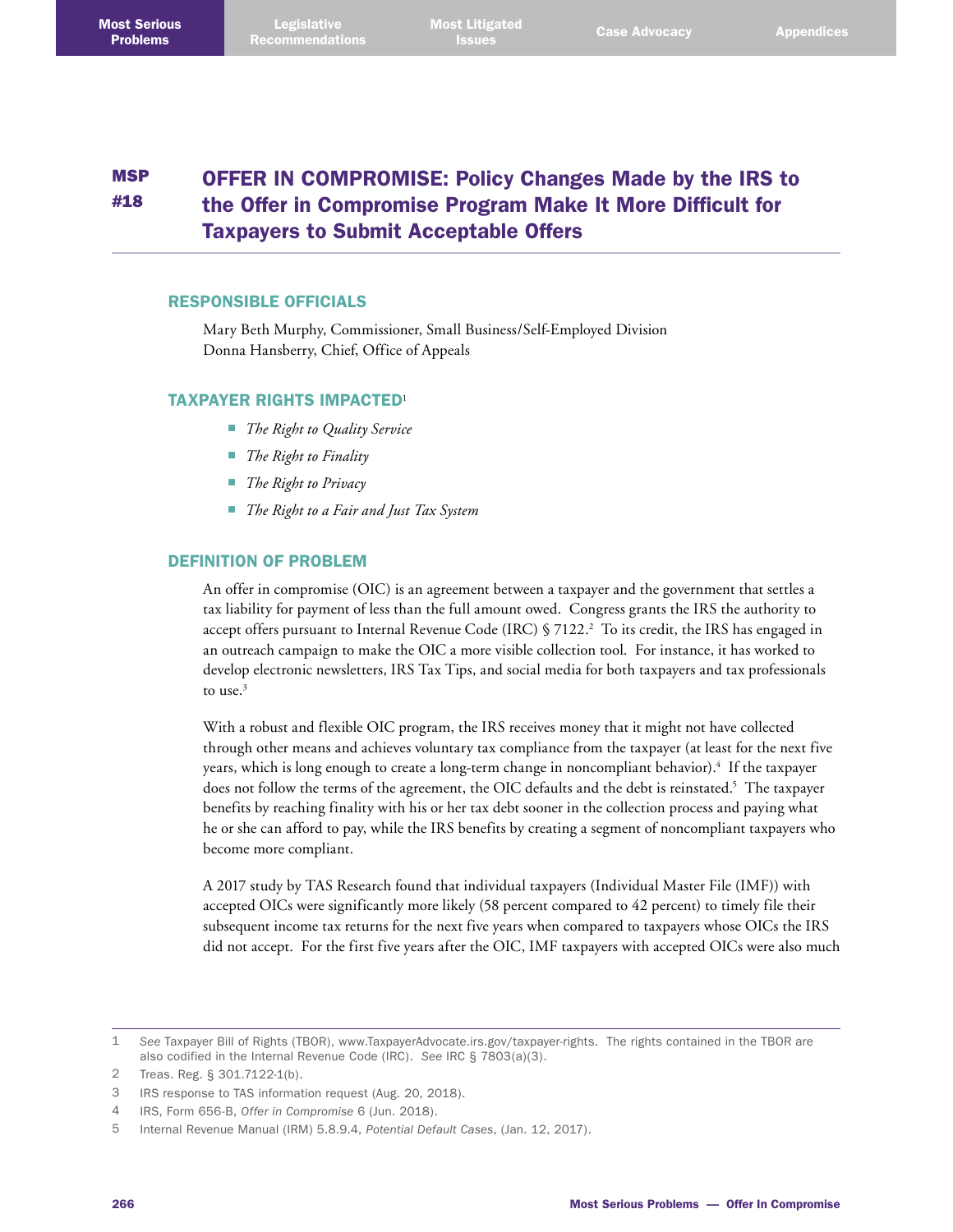# MSP #18 OFFER IN COMPROMISE: Policy Changes Made by the IRS to the Offer in Compromise Program Make It More Difficult for Taxpayers to Submit Acceptable Offers

## RESPONSIBLE OFFICIALS

Mary Beth Murphy, Commissioner, Small Business/Self-Employed Division
Donna Hansberry, Chief, Office of Appeals

## TAXPAYER RIGHTS IMPACTED[1]

- *The Right to Quality Service*
- *The Right to Finality*
- *The Right to Privacy*
- *The Right to a Fair and Just Tax System*

## DEFINITION OF PROBLEM

An offer in compromise (OIC) is an agreement between a taxpayer and the government that settles a tax liability for payment of less than the full amount owed. Congress grants the IRS the authority to accept offers pursuant to Internal Revenue Code (IRC) § 7122.[2] To its credit, the IRS has engaged in an outreach campaign to make the OIC a more visible collection tool. For instance, it has worked to develop electronic newsletters, IRS Tax Tips, and social media for both taxpayers and tax professionals to use.[3]

With a robust and flexible OIC program, the IRS receives money that it might not have collected through other means and achieves voluntary tax compliance from the taxpayer (at least for the next five years, which is long enough to create a long-term change in noncompliant behavior).[4] If the taxpayer does not follow the terms of the agreement, the OIC defaults and the debt is reinstated.[5] The taxpayer benefits by reaching finality with his or her tax debt sooner in the collection process and paying what he or she can afford to pay, while the IRS benefits by creating a segment of noncompliant taxpayers who become more compliant.

A 2017 study by TAS Research found that individual taxpayers (Individual Master File (IMF)) with accepted OICs were significantly more likely (58 percent compared to 42 percent) to timely file their subsequent income tax returns for the next five years when compared to taxpayers whose OICs the IRS did not accept. For the first five years after the OIC, IMF taxpayers with accepted OICs were also much

---

1 *See* Taxpayer Bill of Rights (TBOR), www.TaxpayerAdvocate.irs.gov/taxpayer-rights. The rights contained in the TBOR are also codified in the Internal Revenue Code (IRC). *See* IRC § 7803(a)(3).

2 Treas. Reg. § 301.7122-1(b).

3 IRS response to TAS information request (Aug. 20, 2018).

4 IRS, Form 656-B, *Offer in Compromise* 6 (Jun. 2018).

5 Internal Revenue Manual (IRM) 5.8.9.4, *Potential Default Cases*, (Jan. 12, 2017).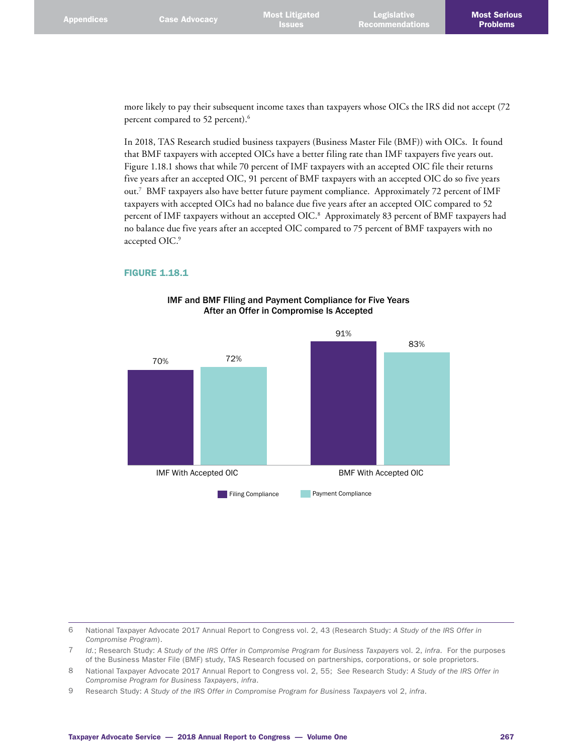more likely to pay their subsequent income taxes than taxpayers whose OICs the IRS did not accept (72 percent compared to 52 percent).[6]

In 2018, TAS Research studied business taxpayers (Business Master File (BMF)) with OICs. It found that BMF taxpayers with accepted OICs have a better filing rate than IMF taxpayers five years out. Figure 1.18.1 shows that while 70 percent of IMF taxpayers with an accepted OIC file their returns five years after an accepted OIC, 91 percent of BMF taxpayers with an accepted OIC do so five years out.[7] BMF taxpayers also have better future payment compliance. Approximately 72 percent of IMF taxpayers with accepted OICs had no balance due five years after an accepted OIC compared to 52 percent of IMF taxpayers without an accepted OIC.[8] Approximately 83 percent of BMF taxpayers had no balance due five years after an accepted OIC compared to 75 percent of BMF taxpayers with no accepted OIC.[9]

**FIGURE 1.18.1**

**IMF and BMF FIling and Payment Compliance for Five Years After an Offer in Compromise Is Accepted**

| | Filing Compliance | Payment Compliance |
|---|---|---|
| IMF With Accepted OIC | 70% | 72% |
| BMF With Accepted OIC | 91% | 83% |

---

6 National Taxpayer Advocate 2017 Annual Report to Congress vol. 2, 43 (Research Study: *A Study of the IRS Offer in Compromise Program*).

7 *Id.*; Research Study: *A Study of the IRS Offer in Compromise Program for Business Taxpayers* vol. 2, *infra*. For the purposes of the Business Master File (BMF) study, TAS Research focused on partnerships, corporations, or sole proprietors.

8 National Taxpayer Advocate 2017 Annual Report to Congress vol. 2, 55; *See* Research Study: *A Study of the IRS Offer in Compromise Program for Business Taxpayers*, *infra*.

9 Research Study: *A Study of the IRS Offer in Compromise Program for Business Taxpayers* vol 2, *infra*.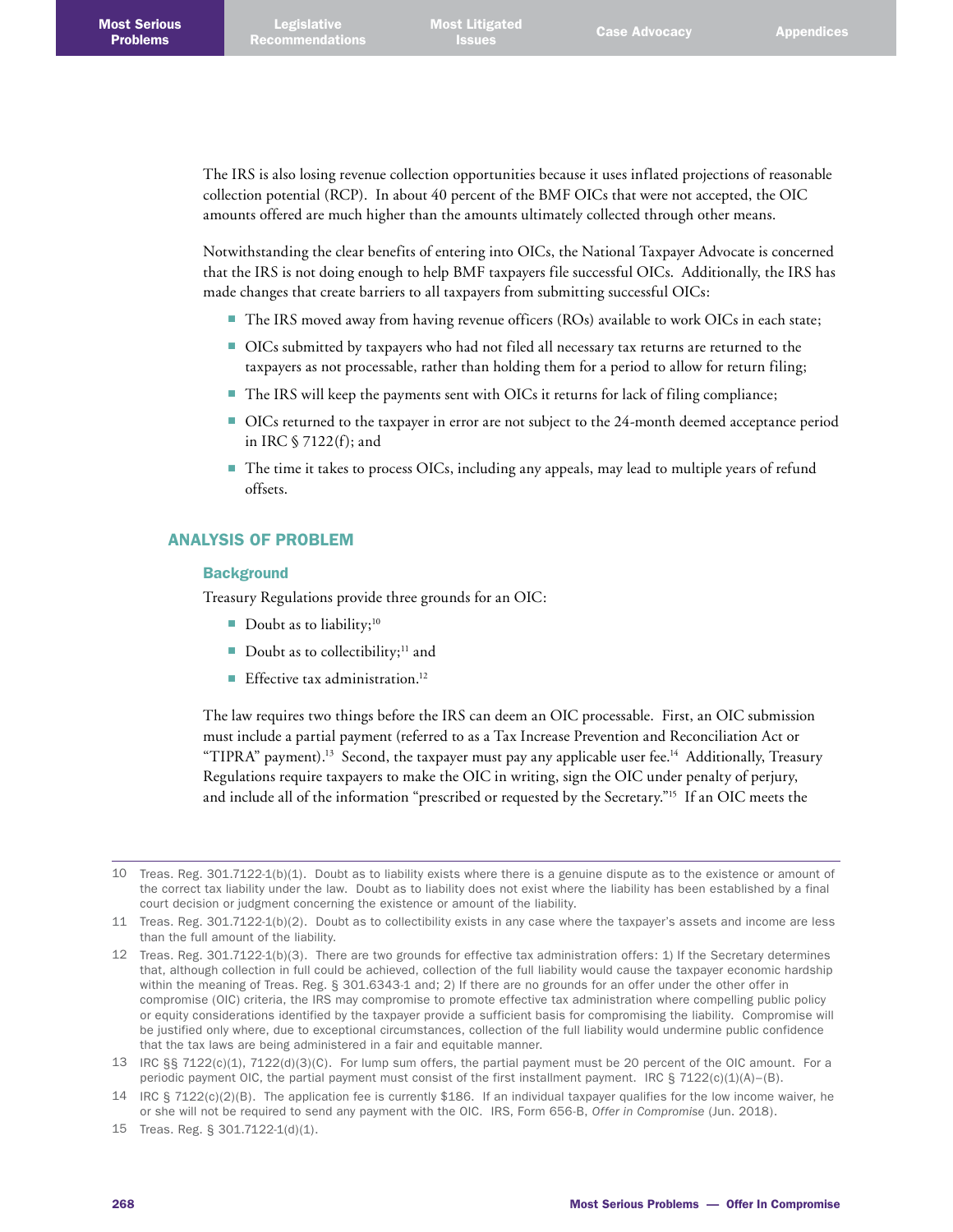The IRS is also losing revenue collection opportunities because it uses inflated projections of reasonable collection potential (RCP). In about 40 percent of the BMF OICs that were not accepted, the OIC amounts offered are much higher than the amounts ultimately collected through other means.

Notwithstanding the clear benefits of entering into OICs, the National Taxpayer Advocate is concerned that the IRS is not doing enough to help BMF taxpayers file successful OICs. Additionally, the IRS has made changes that create barriers to all taxpayers from submitting successful OICs:

- The IRS moved away from having revenue officers (ROs) available to work OICs in each state;
- OICs submitted by taxpayers who had not filed all necessary tax returns are returned to the taxpayers as not processable, rather than holding them for a period to allow for return filing;
- The IRS will keep the payments sent with OICs it returns for lack of filing compliance;
- OICs returned to the taxpayer in error are not subject to the 24-month deemed acceptance period in IRC § 7122(f); and
- The time it takes to process OICs, including any appeals, may lead to multiple years of refund offsets.

## ANALYSIS OF PROBLEM

### Background

Treasury Regulations provide three grounds for an OIC:

- Doubt as to liability;[10]
- Doubt as to collectibility;[11] and
- Effective tax administration.[12]

The law requires two things before the IRS can deem an OIC processable. First, an OIC submission must include a partial payment (referred to as a Tax Increase Prevention and Reconciliation Act or "TIPRA" payment).[13] Second, the taxpayer must pay any applicable user fee.[14] Additionally, Treasury Regulations require taxpayers to make the OIC in writing, sign the OIC under penalty of perjury, and include all of the information "prescribed or requested by the Secretary."[15] If an OIC meets the

---

10 Treas. Reg. 301.7122-1(b)(1). Doubt as to liability exists where there is a genuine dispute as to the existence or amount of the correct tax liability under the law. Doubt as to liability does not exist where the liability has been established by a final court decision or judgment concerning the existence or amount of the liability.

11 Treas. Reg. 301.7122-1(b)(2). Doubt as to collectibility exists in any case where the taxpayer's assets and income are less than the full amount of the liability.

12 Treas. Reg. 301.7122-1(b)(3). There are two grounds for effective tax administration offers: 1) If the Secretary determines that, although collection in full could be achieved, collection of the full liability would cause the taxpayer economic hardship within the meaning of Treas. Reg. § 301.6343-1 and; 2) If there are no grounds for an offer under the other offer in compromise (OIC) criteria, the IRS may compromise to promote effective tax administration where compelling public policy or equity considerations identified by the taxpayer provide a sufficient basis for compromising the liability. Compromise will be justified only where, due to exceptional circumstances, collection of the full liability would undermine public confidence that the tax laws are being administered in a fair and equitable manner.

13 IRC §§ 7122(c)(1), 7122(d)(3)(C). For lump sum offers, the partial payment must be 20 percent of the OIC amount. For a periodic payment OIC, the partial payment must consist of the first installment payment. IRC § 7122(c)(1)(A)–(B).

14 IRC § 7122(c)(2)(B). The application fee is currently $186. If an individual taxpayer qualifies for the low income waiver, he or she will not be required to send any payment with the OIC. IRS, Form 656-B, *Offer in Compromise* (Jun. 2018).

15 Treas. Reg. § 301.7122-1(d)(1).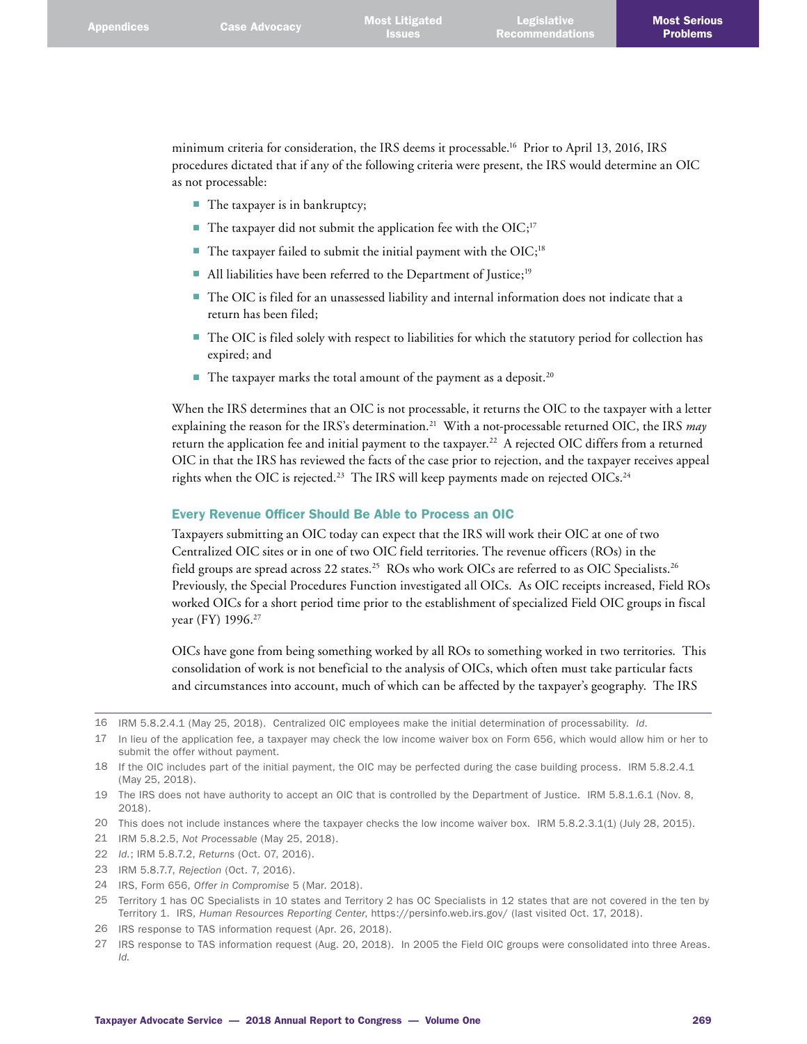minimum criteria for consideration, the IRS deems it processable.[16] Prior to April 13, 2016, IRS procedures dictated that if any of the following criteria were present, the IRS would determine an OIC as not processable:

- The taxpayer is in bankruptcy;
- The taxpayer did not submit the application fee with the OIC;[17]
- The taxpayer failed to submit the initial payment with the OIC;[18]
- All liabilities have been referred to the Department of Justice;[19]
- The OIC is filed for an unassessed liability and internal information does not indicate that a return has been filed;
- The OIC is filed solely with respect to liabilities for which the statutory period for collection has expired; and
- The taxpayer marks the total amount of the payment as a deposit.[20]

When the IRS determines that an OIC is not processable, it returns the OIC to the taxpayer with a letter explaining the reason for the IRS's determination.[21] With a not-processable returned OIC, the IRS *may* return the application fee and initial payment to the taxpayer.[22] A rejected OIC differs from a returned OIC in that the IRS has reviewed the facts of the case prior to rejection, and the taxpayer receives appeal rights when the OIC is rejected.[23] The IRS will keep payments made on rejected OICs.[24]

### Every Revenue Officer Should Be Able to Process an OIC

Taxpayers submitting an OIC today can expect that the IRS will work their OIC at one of two Centralized OIC sites or in one of two OIC field territories. The revenue officers (ROs) in the field groups are spread across 22 states.[25] ROs who work OICs are referred to as OIC Specialists.[26] Previously, the Special Procedures Function investigated all OICs. As OIC receipts increased, Field ROs worked OICs for a short period time prior to the establishment of specialized Field OIC groups in fiscal year (FY) 1996.[27]

OICs have gone from being something worked by all ROs to something worked in two territories. This consolidation of work is not beneficial to the analysis of OICs, which often must take particular facts and circumstances into account, much of which can be affected by the taxpayer's geography. The IRS

---

16 IRM 5.8.2.4.1 (May 25, 2018). Centralized OIC employees make the initial determination of processability. *Id.*

17 In lieu of the application fee, a taxpayer may check the low income waiver box on Form 656, which would allow him or her to submit the offer without payment.

18 If the OIC includes part of the initial payment, the OIC may be perfected during the case building process. IRM 5.8.2.4.1 (May 25, 2018).

19 The IRS does not have authority to accept an OIC that is controlled by the Department of Justice. IRM 5.8.1.6.1 (Nov. 8, 2018).

20 This does not include instances where the taxpayer checks the low income waiver box. IRM 5.8.2.3.1(1) (July 28, 2015).

21 IRM 5.8.2.5, *Not Processable* (May 25, 2018).

22 *Id.*; IRM 5.8.7.2, *Returns* (Oct. 07, 2016).

23 IRM 5.8.7.7, *Rejection* (Oct. 7, 2016).

24 IRS, Form 656, *Offer in Compromise* 5 (Mar. 2018).

25 Territory 1 has OC Specialists in 10 states and Territory 2 has OC Specialists in 12 states that are not covered in the ten by Territory 1. IRS, *Human Resources Reporting Center*, https://persinfo.web.irs.gov/ (last visited Oct. 17, 2018).

26 IRS response to TAS information request (Apr. 26, 2018).

27 IRS response to TAS information request (Aug. 20, 2018). In 2005 the Field OIC groups were consolidated into three Areas. *Id.*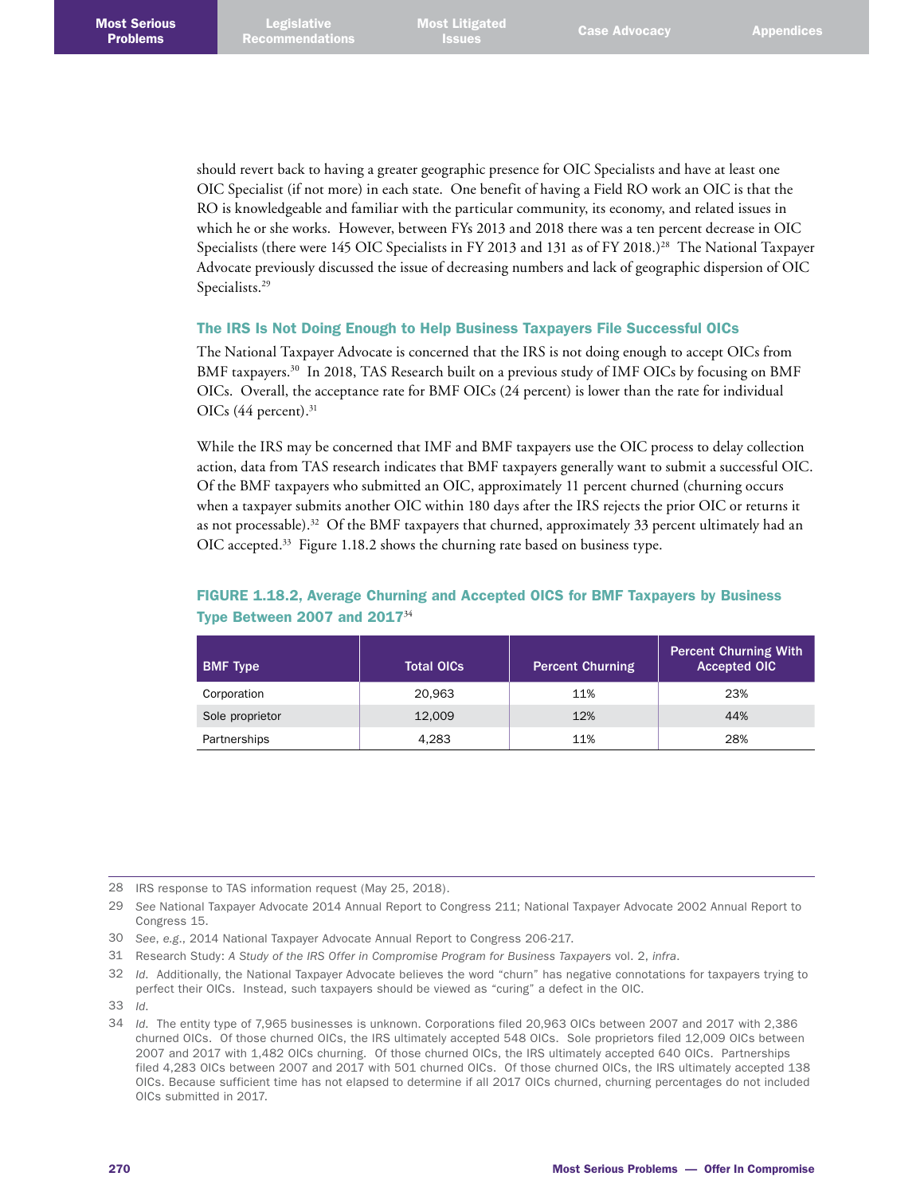should revert back to having a greater geographic presence for OIC Specialists and have at least one OIC Specialist (if not more) in each state. One benefit of having a Field RO work an OIC is that the RO is knowledgeable and familiar with the particular community, its economy, and related issues in which he or she works. However, between FYs 2013 and 2018 there was a ten percent decrease in OIC Specialists (there were 145 OIC Specialists in FY 2013 and 131 as of FY 2018.)[28] The National Taxpayer Advocate previously discussed the issue of decreasing numbers and lack of geographic dispersion of OIC Specialists.[29]

### The IRS Is Not Doing Enough to Help Business Taxpayers File Successful OICs

The National Taxpayer Advocate is concerned that the IRS is not doing enough to accept OICs from BMF taxpayers.[30] In 2018, TAS Research built on a previous study of IMF OICs by focusing on BMF OICs. Overall, the acceptance rate for BMF OICs (24 percent) is lower than the rate for individual OICs (44 percent).[31]

While the IRS may be concerned that IMF and BMF taxpayers use the OIC process to delay collection action, data from TAS research indicates that BMF taxpayers generally want to submit a successful OIC. Of the BMF taxpayers who submitted an OIC, approximately 11 percent churned (churning occurs when a taxpayer submits another OIC within 180 days after the IRS rejects the prior OIC or returns it as not processable).[32] Of the BMF taxpayers that churned, approximately 33 percent ultimately had an OIC accepted.[33] Figure 1.18.2 shows the churning rate based on business type.

**FIGURE 1.18.2, Average Churning and Accepted OICS for BMF Taxpayers by Business Type Between 2007 and 2017**[34]

| BMF Type | Total OICs | Percent Churning | Percent Churning With Accepted OIC |
|---|---|---|---|
| Corporation | 20,963 | 11% | 23% |
| Sole proprietor | 12,009 | 12% | 44% |
| Partnerships | 4,283 | 11% | 28% |

---

28 IRS response to TAS information request (May 25, 2018).

29 *See* National Taxpayer Advocate 2014 Annual Report to Congress 211; National Taxpayer Advocate 2002 Annual Report to Congress 15.

30 *See, e.g.*, 2014 National Taxpayer Advocate Annual Report to Congress 206-217.

31 Research Study: *A Study of the IRS Offer in Compromise Program for Business Taxpayers* vol. 2, *infra*.

32 *Id.* Additionally, the National Taxpayer Advocate believes the word "churn" has negative connotations for taxpayers trying to perfect their OICs. Instead, such taxpayers should be viewed as "curing" a defect in the OIC.

33 *Id.*

34 *Id.* The entity type of 7,965 businesses is unknown. Corporations filed 20,963 OICs between 2007 and 2017 with 2,386 churned OICs. Of those churned OICs, the IRS ultimately accepted 548 OICs. Sole proprietors filed 12,009 OICs between 2007 and 2017 with 1,482 OICs churning. Of those churned OICs, the IRS ultimately accepted 640 OICs. Partnerships filed 4,283 OICs between 2007 and 2017 with 501 churned OICs. Of those churned OICs, the IRS ultimately accepted 138 OICs. Because sufficient time has not elapsed to determine if all 2017 OICs churned, churning percentages do not included OICs submitted in 2017.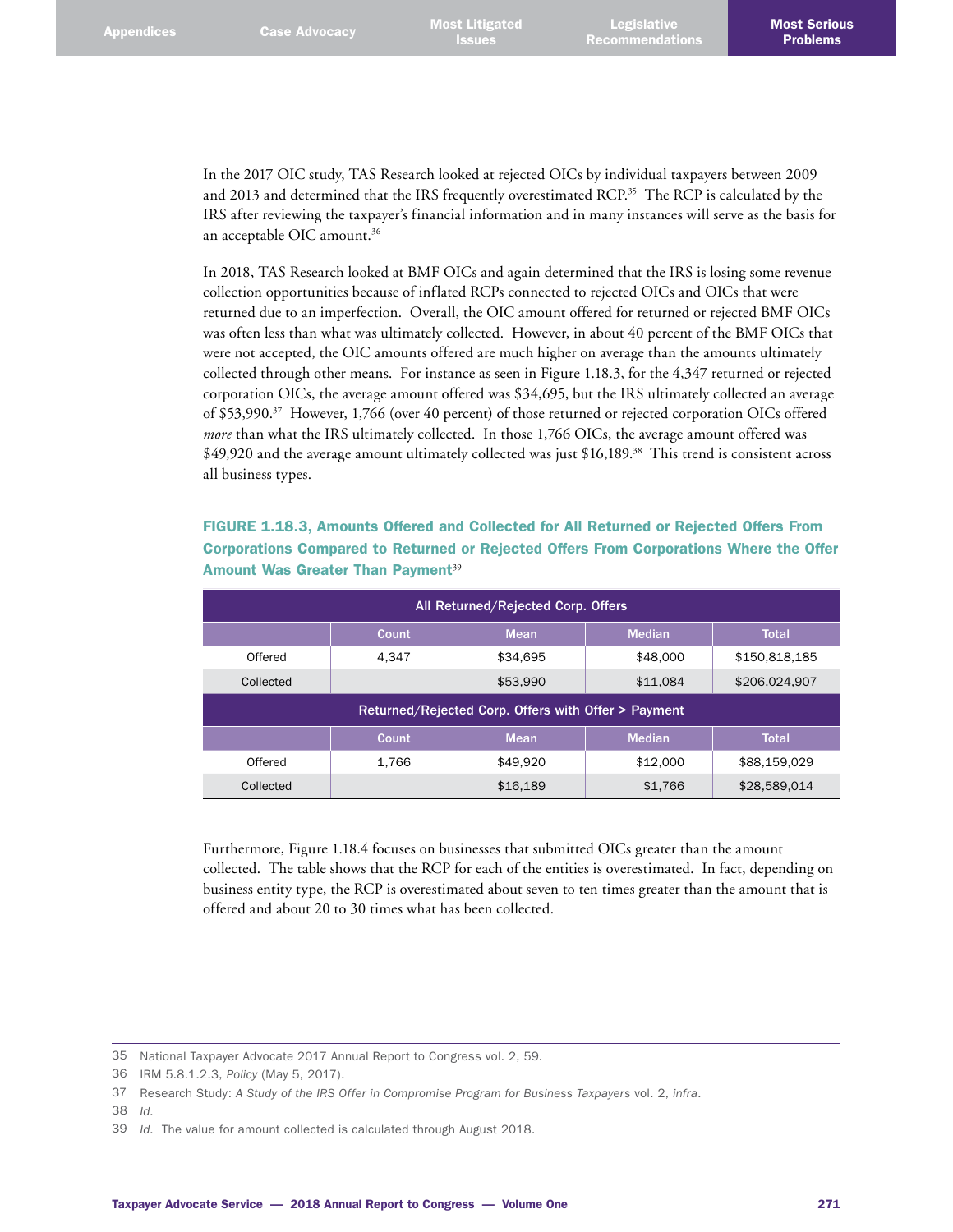In the 2017 OIC study, TAS Research looked at rejected OICs by individual taxpayers between 2009 and 2013 and determined that the IRS frequently overestimated RCP.[35] The RCP is calculated by the IRS after reviewing the taxpayer's financial information and in many instances will serve as the basis for an acceptable OIC amount.[36]

In 2018, TAS Research looked at BMF OICs and again determined that the IRS is losing some revenue collection opportunities because of inflated RCPs connected to rejected OICs and OICs that were returned due to an imperfection. Overall, the OIC amount offered for returned or rejected BMF OICs was often less than what was ultimately collected. However, in about 40 percent of the BMF OICs that were not accepted, the OIC amounts offered are much higher on average than the amounts ultimately collected through other means. For instance as seen in Figure 1.18.3, for the 4,347 returned or rejected corporation OICs, the average amount offered was $34,695, but the IRS ultimately collected an average of $53,990.[37] However, 1,766 (over 40 percent) of those returned or rejected corporation OICs offered *more* than what the IRS ultimately collected. In those 1,766 OICs, the average amount offered was $49,920 and the average amount ultimately collected was just $16,189.[38] This trend is consistent across all business types.

**FIGURE 1.18.3, Amounts Offered and Collected for All Returned or Rejected Offers From Corporations Compared to Returned or Rejected Offers From Corporations Where the Offer Amount Was Greater Than Payment[39]**

| All Returned/Rejected Corp. Offers | | | | |
|---|---|---|---|---|
| | Count | Mean | Median | Total |
| Offered | 4,347 | $34,695 | $48,000 | $150,818,185 |
| Collected | | $53,990 | $11,084 | $206,024,907 |
| **Returned/Rejected Corp. Offers with Offer > Payment** | | | | |
| | Count | Mean | Median | Total |
| Offered | 1,766 | $49,920 | $12,000 | $88,159,029 |
| Collected | | $16,189 | $1,766 | $28,589,014 |

Furthermore, Figure 1.18.4 focuses on businesses that submitted OICs greater than the amount collected. The table shows that the RCP for each of the entities is overestimated. In fact, depending on business entity type, the RCP is overestimated about seven to ten times greater than the amount that is offered and about 20 to 30 times what has been collected.

---

35 National Taxpayer Advocate 2017 Annual Report to Congress vol. 2, 59.

36 IRM 5.8.1.2.3, *Policy* (May 5, 2017).

37 Research Study: *A Study of the IRS Offer in Compromise Program for Business Taxpayers* vol. 2, *infra*.

38 *Id*.

39 *Id*. The value for amount collected is calculated through August 2018.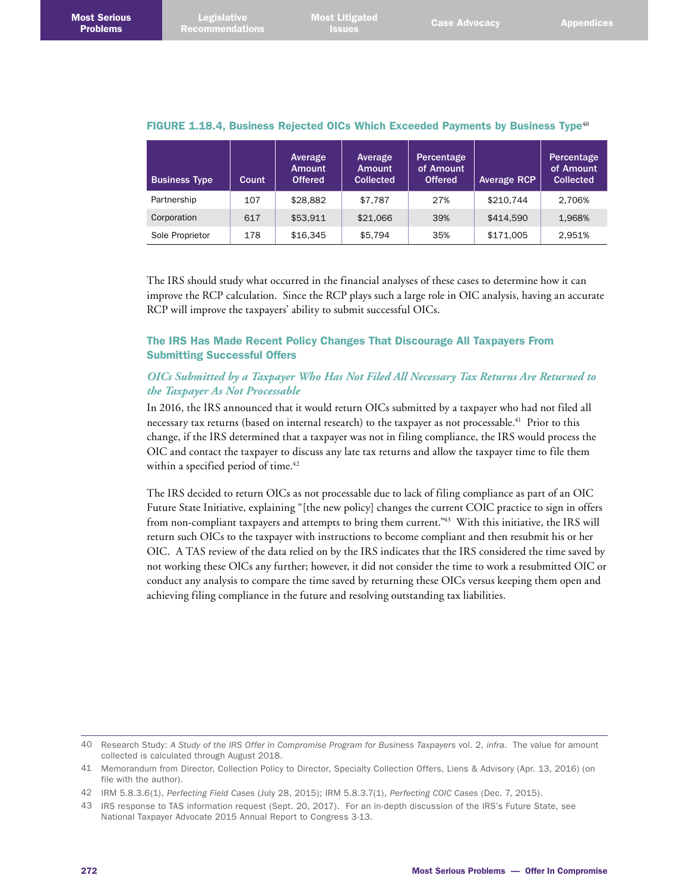**FIGURE 1.18.4, Business Rejected OICs Which Exceeded Payments by Business Type**[40]

| Business Type | Count | Average Amount Offered | Average Amount Collected | Percentage of Amount Offered | Average RCP | Percentage of Amount Collected |
|---|---|---|---|---|---|---|
| Partnership | 107 | $28,882 | $7,787 | 27% | $210,744 | 2,706% |
| Corporation | 617 | $53,911 | $21,066 | 39% | $414,590 | 1,968% |
| Sole Proprietor | 178 | $16,345 | $5,794 | 35% | $171,005 | 2,951% |

The IRS should study what occurred in the financial analyses of these cases to determine how it can improve the RCP calculation. Since the RCP plays such a large role in OIC analysis, having an accurate RCP will improve the taxpayers' ability to submit successful OICs.

## The IRS Has Made Recent Policy Changes That Discourage All Taxpayers From Submitting Successful Offers

### *OICs Submitted by a Taxpayer Who Has Not Filed All Necessary Tax Returns Are Returned to the Taxpayer As Not Processable*

In 2016, the IRS announced that it would return OICs submitted by a taxpayer who had not filed all necessary tax returns (based on internal research) to the taxpayer as not processable.[41] Prior to this change, if the IRS determined that a taxpayer was not in filing compliance, the IRS would process the OIC and contact the taxpayer to discuss any late tax returns and allow the taxpayer time to file them within a specified period of time.[42]

The IRS decided to return OICs as not processable due to lack of filing compliance as part of an OIC Future State Initiative, explaining "[the new policy] changes the current COIC practice to sign in offers from non-compliant taxpayers and attempts to bring them current."[43] With this initiative, the IRS will return such OICs to the taxpayer with instructions to become compliant and then resubmit his or her OIC. A TAS review of the data relied on by the IRS indicates that the IRS considered the time saved by not working these OICs any further; however, it did not consider the time to work a resubmitted OIC or conduct any analysis to compare the time saved by returning these OICs versus keeping them open and achieving filing compliance in the future and resolving outstanding tax liabilities.

---

40 Research Study: *A Study of the IRS Offer in Compromise Program for Business Taxpayers* vol. 2, *infra*. The value for amount collected is calculated through August 2018.

41 Memorandum from Director, Collection Policy to Director, Specialty Collection Offers, Liens & Advisory (Apr. 13, 2016) (on file with the author).

42 IRM 5.8.3.6(1), *Perfecting Field Cases* (July 28, 2015); IRM 5.8.3.7(1), *Perfecting COIC Cases* (Dec. 7, 2015).

43 IRS response to TAS information request (Sept. 20, 2017). For an in-depth discussion of the IRS's Future State, see National Taxpayer Advocate 2015 Annual Report to Congress 3-13.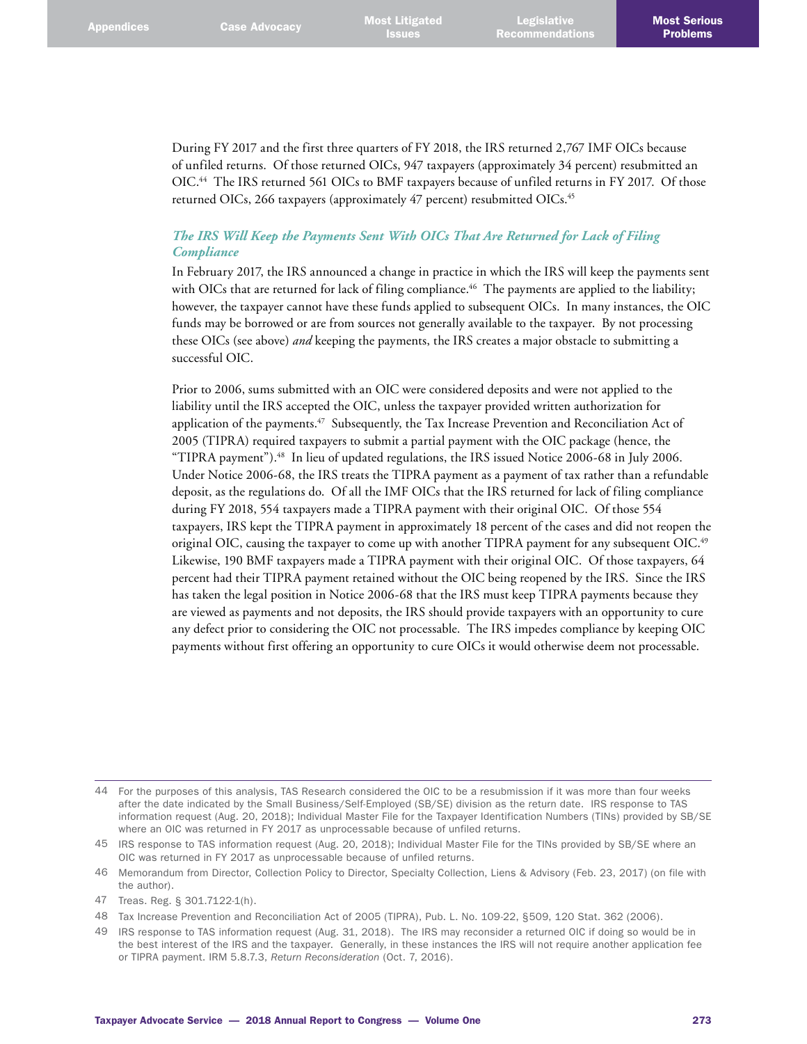During FY 2017 and the first three quarters of FY 2018, the IRS returned 2,767 IMF OICs because of unfiled returns. Of those returned OICs, 947 taxpayers (approximately 34 percent) resubmitted an OIC.[44] The IRS returned 561 OICs to BMF taxpayers because of unfiled returns in FY 2017. Of those returned OICs, 266 taxpayers (approximately 47 percent) resubmitted OICs.[45]

### *The IRS Will Keep the Payments Sent With OICs That Are Returned for Lack of Filing Compliance*

In February 2017, the IRS announced a change in practice in which the IRS will keep the payments sent with OICs that are returned for lack of filing compliance.[46] The payments are applied to the liability; however, the taxpayer cannot have these funds applied to subsequent OICs. In many instances, the OIC funds may be borrowed or are from sources not generally available to the taxpayer. By not processing these OICs (see above) *and* keeping the payments, the IRS creates a major obstacle to submitting a successful OIC.

Prior to 2006, sums submitted with an OIC were considered deposits and were not applied to the liability until the IRS accepted the OIC, unless the taxpayer provided written authorization for application of the payments.[47] Subsequently, the Tax Increase Prevention and Reconciliation Act of 2005 (TIPRA) required taxpayers to submit a partial payment with the OIC package (hence, the "TIPRA payment").[48] In lieu of updated regulations, the IRS issued Notice 2006-68 in July 2006. Under Notice 2006-68, the IRS treats the TIPRA payment as a payment of tax rather than a refundable deposit, as the regulations do. Of all the IMF OICs that the IRS returned for lack of filing compliance during FY 2018, 554 taxpayers made a TIPRA payment with their original OIC. Of those 554 taxpayers, IRS kept the TIPRA payment in approximately 18 percent of the cases and did not reopen the original OIC, causing the taxpayer to come up with another TIPRA payment for any subsequent OIC.[49] Likewise, 190 BMF taxpayers made a TIPRA payment with their original OIC. Of those taxpayers, 64 percent had their TIPRA payment retained without the OIC being reopened by the IRS. Since the IRS has taken the legal position in Notice 2006-68 that the IRS must keep TIPRA payments because they are viewed as payments and not deposits, the IRS should provide taxpayers with an opportunity to cure any defect prior to considering the OIC not processable. The IRS impedes compliance by keeping OIC payments without first offering an opportunity to cure OICs it would otherwise deem not processable.

---

44 For the purposes of this analysis, TAS Research considered the OIC to be a resubmission if it was more than four weeks after the date indicated by the Small Business/Self-Employed (SB/SE) division as the return date. IRS response to TAS information request (Aug. 20, 2018); Individual Master File for the Taxpayer Identification Numbers (TINs) provided by SB/SE where an OIC was returned in FY 2017 as unprocessable because of unfiled returns.

45 IRS response to TAS information request (Aug. 20, 2018); Individual Master File for the TINs provided by SB/SE where an OIC was returned in FY 2017 as unprocessable because of unfiled returns.

46 Memorandum from Director, Collection Policy to Director, Specialty Collection, Liens & Advisory (Feb. 23, 2017) (on file with the author).

47 Treas. Reg. § 301.7122-1(h).

48 Tax Increase Prevention and Reconciliation Act of 2005 (TIPRA), Pub. L. No. 109-22, §509, 120 Stat. 362 (2006).

49 IRS response to TAS information request (Aug. 31, 2018). The IRS may reconsider a returned OIC if doing so would be in the best interest of the IRS and the taxpayer. Generally, in these instances the IRS will not require another application fee or TIPRA payment. IRM 5.8.7.3, *Return Reconsideration* (Oct. 7, 2016).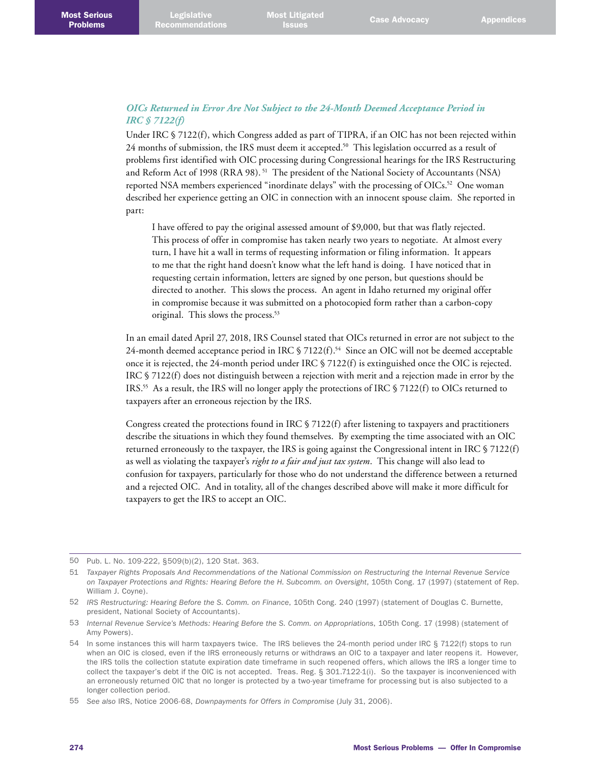### *OICs Returned in Error Are Not Subject to the 24-Month Deemed Acceptance Period in IRC § 7122(f)*

Under IRC § 7122(f), which Congress added as part of TIPRA, if an OIC has not been rejected within 24 months of submission, the IRS must deem it accepted.[50] This legislation occurred as a result of problems first identified with OIC processing during Congressional hearings for the IRS Restructuring and Reform Act of 1998 (RRA 98).[51] The president of the National Society of Accountants (NSA) reported NSA members experienced "inordinate delays" with the processing of OICs.[52] One woman described her experience getting an OIC in connection with an innocent spouse claim. She reported in part:

> I have offered to pay the original assessed amount of $9,000, but that was flatly rejected. This process of offer in compromise has taken nearly two years to negotiate. At almost every turn, I have hit a wall in terms of requesting information or filing information. It appears to me that the right hand doesn't know what the left hand is doing. I have noticed that in requesting certain information, letters are signed by one person, but questions should be directed to another. This slows the process. An agent in Idaho returned my original offer in compromise because it was submitted on a photocopied form rather than a carbon-copy original. This slows the process.[53]

In an email dated April 27, 2018, IRS Counsel stated that OICs returned in error are not subject to the 24-month deemed acceptance period in IRC § 7122(f).[54] Since an OIC will not be deemed acceptable once it is rejected, the 24-month period under IRC § 7122(f) is extinguished once the OIC is rejected. IRC § 7122(f) does not distinguish between a rejection with merit and a rejection made in error by the IRS.[55] As a result, the IRS will no longer apply the protections of IRC § 7122(f) to OICs returned to taxpayers after an erroneous rejection by the IRS.

Congress created the protections found in IRC § 7122(f) after listening to taxpayers and practitioners describe the situations in which they found themselves. By exempting the time associated with an OIC returned erroneously to the taxpayer, the IRS is going against the Congressional intent in IRC § 7122(f) as well as violating the taxpayer's *right to a fair and just tax system*. This change will also lead to confusion for taxpayers, particularly for those who do not understand the difference between a returned and a rejected OIC. And in totality, all of the changes described above will make it more difficult for taxpayers to get the IRS to accept an OIC.

---

50 Pub. L. No. 109-222, §509(b)(2), 120 Stat. 363.

51 *Taxpayer Rights Proposals And Recommendations of the National Commission on Restructuring the Internal Revenue Service on Taxpayer Protections and Rights: Hearing Before the H. Subcomm. on Oversight*, 105th Cong. 17 (1997) (statement of Rep. William J. Coyne).

52 *IRS Restructuring: Hearing Before the S. Comm. on Finance*, 105th Cong. 240 (1997) (statement of Douglas C. Burnette, president, National Society of Accountants).

53 *Internal Revenue Service's Methods: Hearing Before the S. Comm. on Appropriations*, 105th Cong. 17 (1998) (statement of Amy Powers).

54 In some instances this will harm taxpayers twice. The IRS believes the 24-month period under IRC § 7122(f) stops to run when an OIC is closed, even if the IRS erroneously returns or withdraws an OIC to a taxpayer and later reopens it. However, the IRS tolls the collection statute expiration date timeframe in such reopened offers, which allows the IRS a longer time to collect the taxpayer's debt if the OIC is not accepted. Treas. Reg. § 301.7122-1(i). So the taxpayer is inconvenienced with an erroneously returned OIC that no longer is protected by a two-year timeframe for processing but is also subjected to a longer collection period.

55 *See also* IRS, Notice 2006-68, *Downpayments for Offers in Compromise* (July 31, 2006).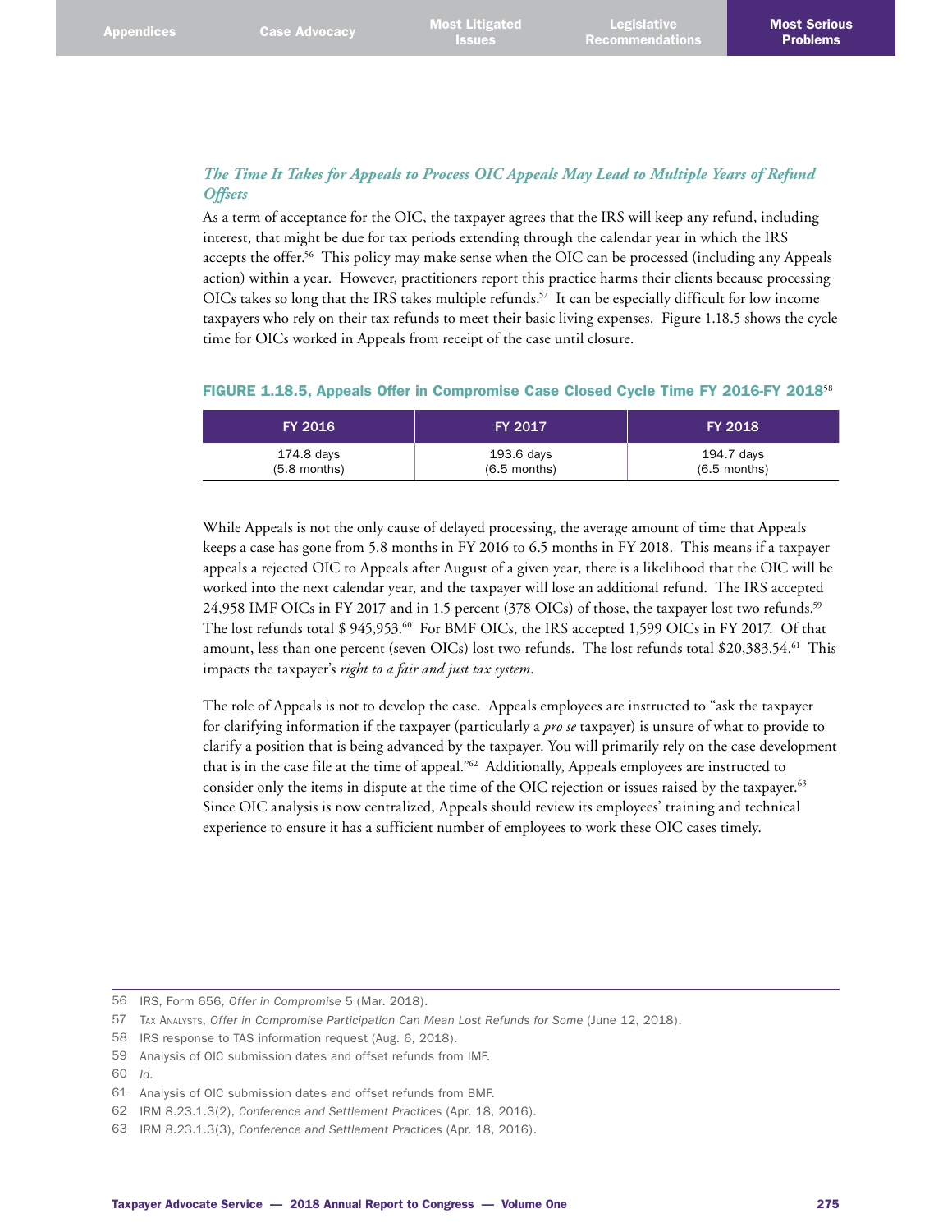### *The Time It Takes for Appeals to Process OIC Appeals May Lead to Multiple Years of Refund Offsets*

As a term of acceptance for the OIC, the taxpayer agrees that the IRS will keep any refund, including interest, that might be due for tax periods extending through the calendar year in which the IRS accepts the offer.[56] This policy may make sense when the OIC can be processed (including any Appeals action) within a year. However, practitioners report this practice harms their clients because processing OICs takes so long that the IRS takes multiple refunds.[57] It can be especially difficult for low income taxpayers who rely on their tax refunds to meet their basic living expenses. Figure 1.18.5 shows the cycle time for OICs worked in Appeals from receipt of the case until closure.

**FIGURE 1.18.5, Appeals Offer in Compromise Case Closed Cycle Time FY 2016-FY 2018**[58]

| FY 2016 | FY 2017 | FY 2018 |
|---|---|---|
| 174.8 days (5.8 months) | 193.6 days (6.5 months) | 194.7 days (6.5 months) |

While Appeals is not the only cause of delayed processing, the average amount of time that Appeals keeps a case has gone from 5.8 months in FY 2016 to 6.5 months in FY 2018. This means if a taxpayer appeals a rejected OIC to Appeals after August of a given year, there is a likelihood that the OIC will be worked into the next calendar year, and the taxpayer will lose an additional refund. The IRS accepted 24,958 IMF OICs in FY 2017 and in 1.5 percent (378 OICs) of those, the taxpayer lost two refunds.[59] The lost refunds total $ 945,953.[60] For BMF OICs, the IRS accepted 1,599 OICs in FY 2017. Of that amount, less than one percent (seven OICs) lost two refunds. The lost refunds total $20,383.54.[61] This impacts the taxpayer's *right to a fair and just tax system*.

The role of Appeals is not to develop the case. Appeals employees are instructed to "ask the taxpayer for clarifying information if the taxpayer (particularly a *pro se* taxpayer) is unsure of what to provide to clarify a position that is being advanced by the taxpayer. You will primarily rely on the case development that is in the case file at the time of appeal."[62] Additionally, Appeals employees are instructed to consider only the items in dispute at the time of the OIC rejection or issues raised by the taxpayer.[63] Since OIC analysis is now centralized, Appeals should review its employees' training and technical experience to ensure it has a sufficient number of employees to work these OIC cases timely.

---

56 IRS, Form 656, *Offer in Compromise* 5 (Mar. 2018).

57 Tax Analysts, *Offer in Compromise Participation Can Mean Lost Refunds for Some* (June 12, 2018).

58 IRS response to TAS information request (Aug. 6, 2018).

59 Analysis of OIC submission dates and offset refunds from IMF.

60 *Id.*

61 Analysis of OIC submission dates and offset refunds from BMF.

62 IRM 8.23.1.3(2), *Conference and Settlement Practices* (Apr. 18, 2016).

63 IRM 8.23.1.3(3), *Conference and Settlement Practices* (Apr. 18, 2016).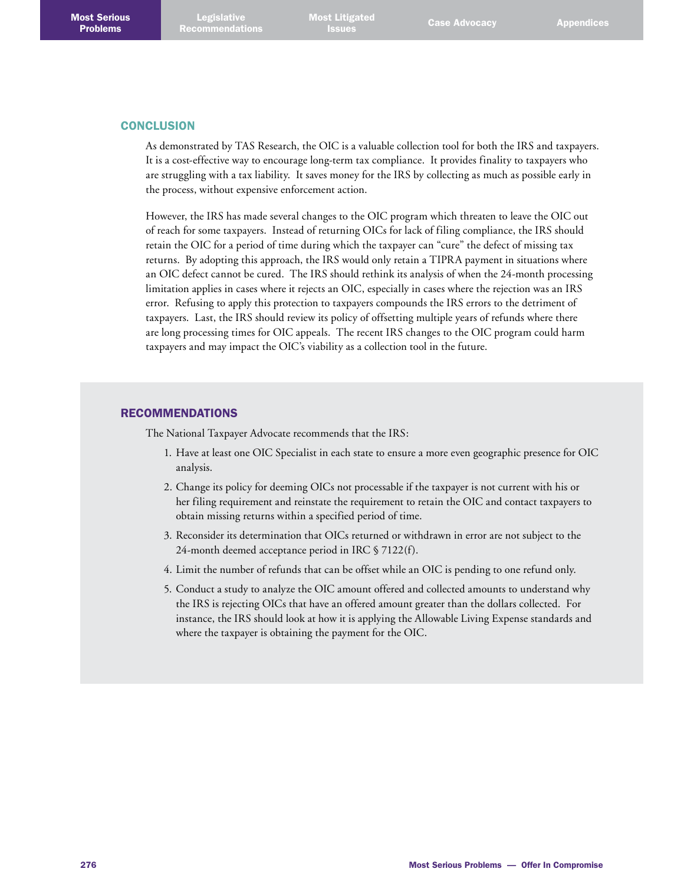## CONCLUSION

As demonstrated by TAS Research, the OIC is a valuable collection tool for both the IRS and taxpayers. It is a cost-effective way to encourage long-term tax compliance. It provides finality to taxpayers who are struggling with a tax liability. It saves money for the IRS by collecting as much as possible early in the process, without expensive enforcement action.

However, the IRS has made several changes to the OIC program which threaten to leave the OIC out of reach for some taxpayers. Instead of returning OICs for lack of filing compliance, the IRS should retain the OIC for a period of time during which the taxpayer can "cure" the defect of missing tax returns. By adopting this approach, the IRS would only retain a TIPRA payment in situations where an OIC defect cannot be cured. The IRS should rethink its analysis of when the 24-month processing limitation applies in cases where it rejects an OIC, especially in cases where the rejection was an IRS error. Refusing to apply this protection to taxpayers compounds the IRS errors to the detriment of taxpayers. Last, the IRS should review its policy of offsetting multiple years of refunds where there are long processing times for OIC appeals. The recent IRS changes to the OIC program could harm taxpayers and may impact the OIC's viability as a collection tool in the future.

## RECOMMENDATIONS

The National Taxpayer Advocate recommends that the IRS:

1. Have at least one OIC Specialist in each state to ensure a more even geographic presence for OIC analysis.
2. Change its policy for deeming OICs not processable if the taxpayer is not current with his or her filing requirement and reinstate the requirement to retain the OIC and contact taxpayers to obtain missing returns within a specified period of time.
3. Reconsider its determination that OICs returned or withdrawn in error are not subject to the 24-month deemed acceptance period in IRC § 7122(f).
4. Limit the number of refunds that can be offset while an OIC is pending to one refund only.
5. Conduct a study to analyze the OIC amount offered and collected amounts to understand why the IRS is rejecting OICs that have an offered amount greater than the dollars collected. For instance, the IRS should look at how it is applying the Allowable Living Expense standards and where the taxpayer is obtaining the payment for the OIC.